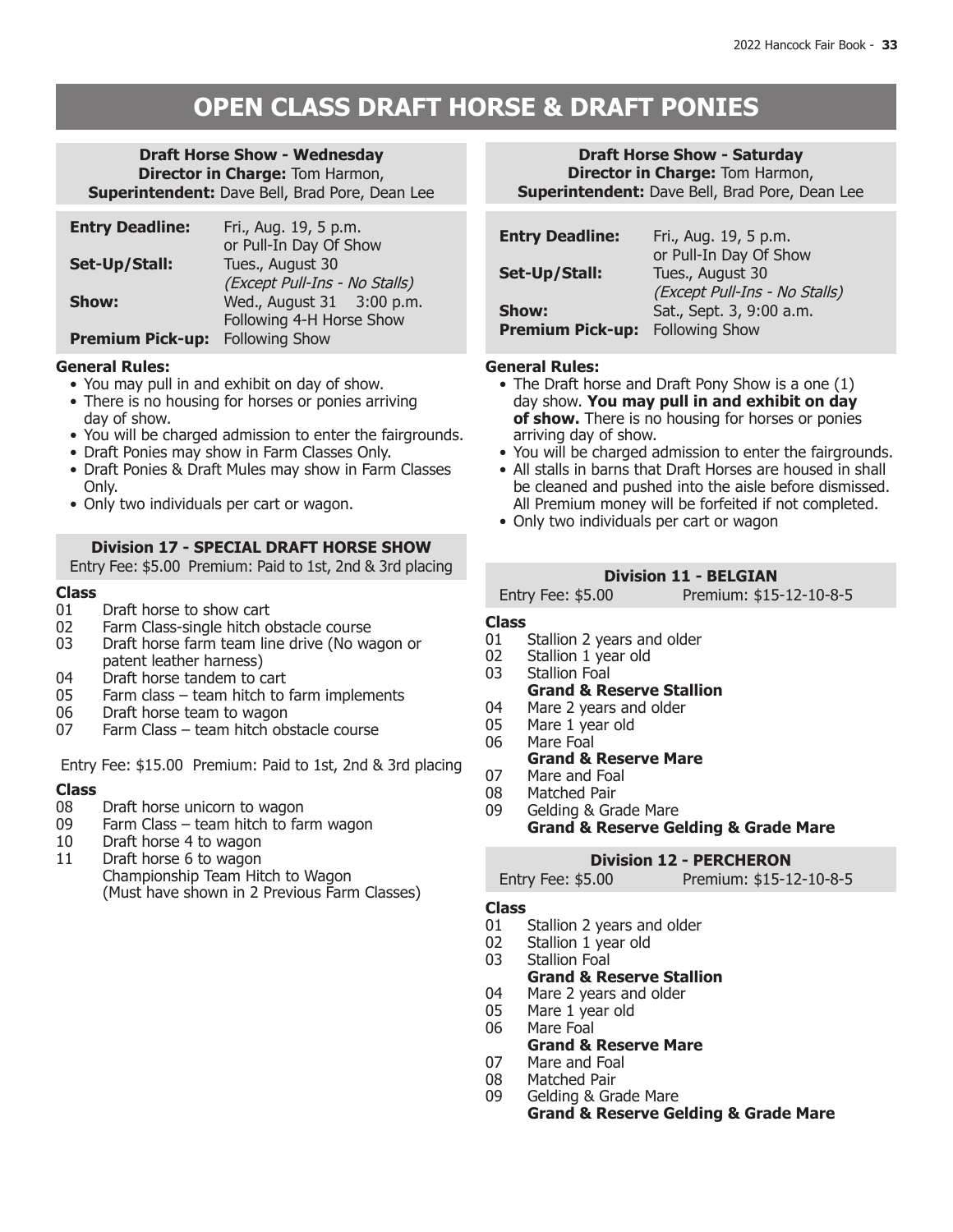# OPEN CLASS DRAFT HORSE & DRAFT PONIES

## Draft Horse Show - Wednesday

**Director in Charge:** Tom Harmon,
**Superintendent:** Dave Bell, Brad Pore, Dean Lee

| | |
|---|---|
| **Entry Deadline:** | Fri., Aug. 19, 5 p.m. or Pull-In Day Of Show |
| **Set-Up/Stall:** | Tues., August 30 *(Except Pull-Ins - No Stalls)* |
| **Show:** | Wed., August 31 3:00 p.m. Following 4-H Horse Show |
| **Premium Pick-up:** | Following Show |

**General Rules:**

- You may pull in and exhibit on day of show.
- There is no housing for horses or ponies arriving day of show.
- You will be charged admission to enter the fairgrounds.
- Draft Ponies may show in Farm Classes Only.
- Draft Ponies & Draft Mules may show in Farm Classes Only.
- Only two individuals per cart or wagon.

### Division 17 - SPECIAL DRAFT HORSE SHOW

Entry Fee: $5.00 Premium: Paid to 1st, 2nd & 3rd placing

**Class**

01 Draft horse to show cart
02 Farm Class-single hitch obstacle course
03 Draft horse farm team line drive (No wagon or patent leather harness)
04 Draft horse tandem to cart
05 Farm class – team hitch to farm implements
06 Draft horse team to wagon
07 Farm Class – team hitch obstacle course

Entry Fee: $15.00 Premium: Paid to 1st, 2nd & 3rd placing

**Class**

08 Draft horse unicorn to wagon
09 Farm Class – team hitch to farm wagon
10 Draft horse 4 to wagon
11 Draft horse 6 to wagon
Championship Team Hitch to Wagon
(Must have shown in 2 Previous Farm Classes)

## Draft Horse Show - Saturday

**Director in Charge:** Tom Harmon,
**Superintendent:** Dave Bell, Brad Pore, Dean Lee

| | |
|---|---|
| **Entry Deadline:** | Fri., Aug. 19, 5 p.m. or Pull-In Day Of Show |
| **Set-Up/Stall:** | Tues., August 30 *(Except Pull-Ins - No Stalls)* |
| **Show:** | Sat., Sept. 3, 9:00 a.m. |
| **Premium Pick-up:** | Following Show |

**General Rules:**

- The Draft horse and Draft Pony Show is a one (1) day show. **You may pull in and exhibit on day of show.** There is no housing for horses or ponies arriving day of show.
- You will be charged admission to enter the fairgrounds.
- All stalls in barns that Draft Horses are housed in shall be cleaned and pushed into the aisle before dismissed. All Premium money will be forfeited if not completed.
- Only two individuals per cart or wagon

### Division 11 - BELGIAN

Entry Fee: $5.00 Premium: $15-12-10-8-5

**Class**

01 Stallion 2 years and older
02 Stallion 1 year old
03 Stallion Foal
**Grand & Reserve Stallion**
04 Mare 2 years and older
05 Mare 1 year old
06 Mare Foal
**Grand & Reserve Mare**
07 Mare and Foal
08 Matched Pair
09 Gelding & Grade Mare
**Grand & Reserve Gelding & Grade Mare**

### Division 12 - PERCHERON

Entry Fee: $5.00 Premium: $15-12-10-8-5

**Class**

01 Stallion 2 years and older
02 Stallion 1 year old
03 Stallion Foal
**Grand & Reserve Stallion**
04 Mare 2 years and older
05 Mare 1 year old
06 Mare Foal
**Grand & Reserve Mare**
07 Mare and Foal
08 Matched Pair
09 Gelding & Grade Mare
**Grand & Reserve Gelding & Grade Mare**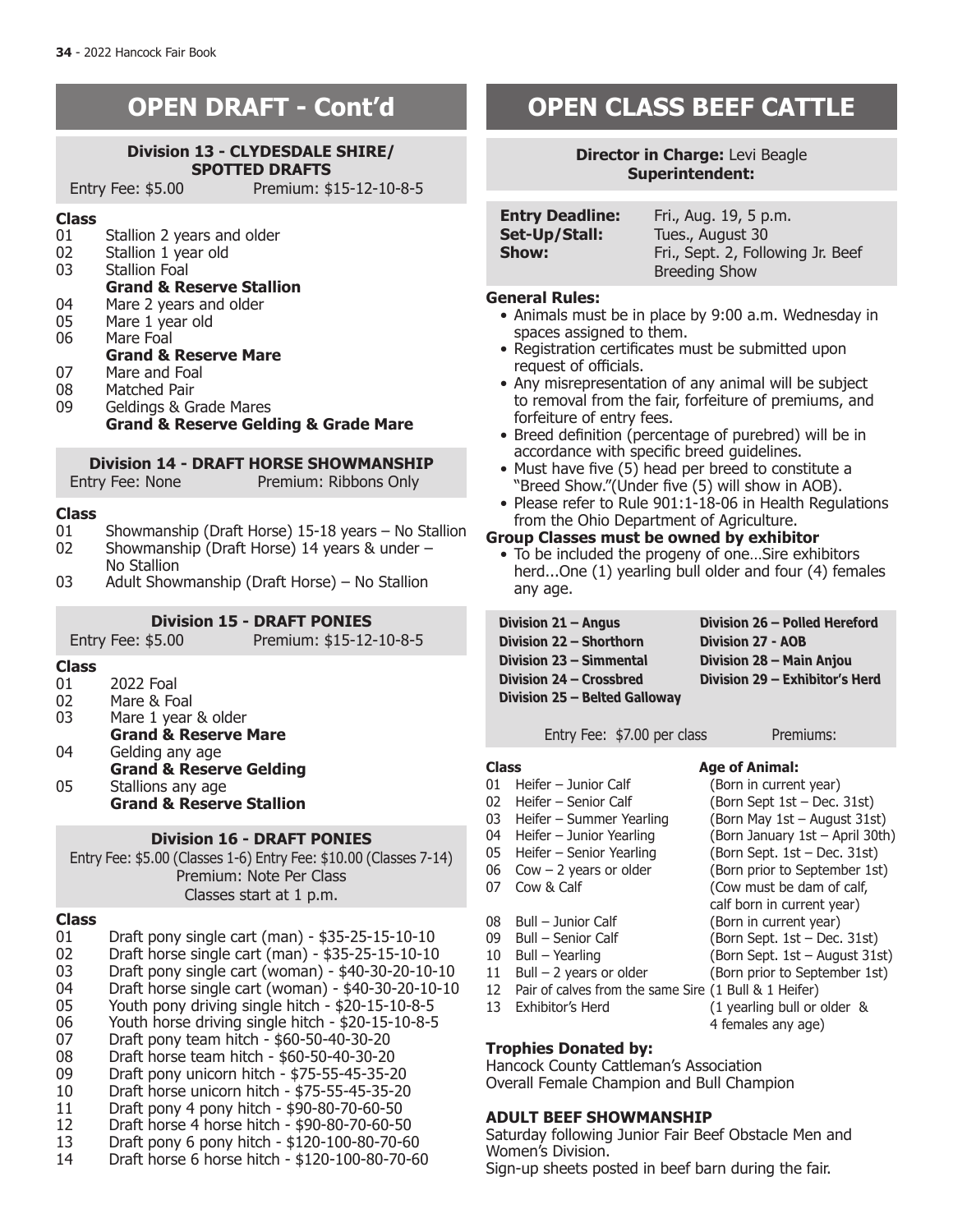# OPEN DRAFT - Cont'd

### Division 13 - CLYDESDALE SHIRE/ SPOTTED DRAFTS

Entry Fee: $5.00 Premium: $15-12-10-8-5

**Class**

01 Stallion 2 years and older
02 Stallion 1 year old
03 Stallion Foal
**Grand & Reserve Stallion**
04 Mare 2 years and older
05 Mare 1 year old
06 Mare Foal
**Grand & Reserve Mare**
07 Mare and Foal
08 Matched Pair
09 Geldings & Grade Mares
**Grand & Reserve Gelding & Grade Mare**

### Division 14 - DRAFT HORSE SHOWMANSHIP

Entry Fee: None Premium: Ribbons Only

**Class**

01 Showmanship (Draft Horse) 15-18 years – No Stallion
02 Showmanship (Draft Horse) 14 years & under – No Stallion
03 Adult Showmanship (Draft Horse) – No Stallion

### Division 15 - DRAFT PONIES

Entry Fee: $5.00 Premium: $15-12-10-8-5

**Class**

01 2022 Foal
02 Mare & Foal
03 Mare 1 year & older
**Grand & Reserve Mare**
04 Gelding any age
**Grand & Reserve Gelding**
05 Stallions any age
**Grand & Reserve Stallion**

### Division 16 - DRAFT PONIES

Entry Fee: $5.00 (Classes 1-6) Entry Fee: $10.00 (Classes 7-14)
Premium: Note Per Class
Classes start at 1 p.m.

**Class**

01 Draft pony single cart (man) - $35-25-15-10-10
02 Draft horse single cart (man) - $35-25-15-10-10
03 Draft pony single cart (woman) - $40-30-20-10-10
04 Draft horse single cart (woman) - $40-30-20-10-10
05 Youth pony driving single hitch - $20-15-10-8-5
06 Youth horse driving single hitch - $20-15-10-8-5
07 Draft pony team hitch - $60-50-40-30-20
08 Draft horse team hitch - $60-50-40-30-20
09 Draft pony unicorn hitch - $75-55-45-35-20
10 Draft horse unicorn hitch - $75-55-45-35-20
11 Draft pony 4 pony hitch - $90-80-70-60-50
12 Draft horse 4 horse hitch - $90-80-70-60-50
13 Draft pony 6 pony hitch - $120-100-80-70-60
14 Draft horse 6 horse hitch - $120-100-80-70-60

# OPEN CLASS BEEF CATTLE

**Director in Charge:** Levi Beagle
**Superintendent:**

**Entry Deadline:** Fri., Aug. 19, 5 p.m.
**Set-Up/Stall:** Tues., August 30
**Show:** Fri., Sept. 2, Following Jr. Beef Breeding Show

**General Rules:**

- Animals must be in place by 9:00 a.m. Wednesday in spaces assigned to them.
- Registration certificates must be submitted upon request of officials.
- Any misrepresentation of any animal will be subject to removal from the fair, forfeiture of premiums, and forfeiture of entry fees.
- Breed definition (percentage of purebred) will be in accordance with specific breed guidelines.
- Must have five (5) head per breed to constitute a "Breed Show."(Under five (5) will show in AOB).
- Please refer to Rule 901:1-18-06 in Health Regulations from the Ohio Department of Agriculture.

**Group Classes must be owned by exhibitor**

- To be included the progeny of one…Sire exhibitors herd...One (1) yearling bull older and four (4) females any age.

**Division 21 – Angus**
**Division 22 – Shorthorn**
**Division 23 – Simmental**
**Division 24 – Crossbred**
**Division 25 – Belted Galloway**
**Division 26 – Polled Hereford**
**Division 27 - AOB**
**Division 28 – Main Anjou**
**Division 29 – Exhibitor's Herd**

Entry Fee: $7.00 per class Premiums:

| Class | | Age of Animal: |
|---|---|---|
| 01 | Heifer – Junior Calf | (Born in current year) |
| 02 | Heifer – Senior Calf | (Born Sept 1st – Dec. 31st) |
| 03 | Heifer – Summer Yearling | (Born May 1st – August 31st) |
| 04 | Heifer – Junior Yearling | (Born January 1st – April 30th) |
| 05 | Heifer – Senior Yearling | (Born Sept. 1st – Dec. 31st) |
| 06 | Cow – 2 years or older | (Born prior to September 1st) |
| 07 | Cow & Calf | (Cow must be dam of calf, calf born in current year) |
| 08 | Bull – Junior Calf | (Born in current year) |
| 09 | Bull – Senior Calf | (Born Sept. 1st – Dec. 31st) |
| 10 | Bull – Yearling | (Born Sept. 1st – August 31st) |
| 11 | Bull – 2 years or older | (Born prior to September 1st) |
| 12 | Pair of calves from the same Sire | (1 Bull & 1 Heifer) |
| 13 | Exhibitor's Herd | (1 yearling bull or older & 4 females any age) |

**Trophies Donated by:**

Hancock County Cattleman's Association
Overall Female Champion and Bull Champion

**ADULT BEEF SHOWMANSHIP**

Saturday following Junior Fair Beef Obstacle Men and Women's Division.
Sign-up sheets posted in beef barn during the fair.